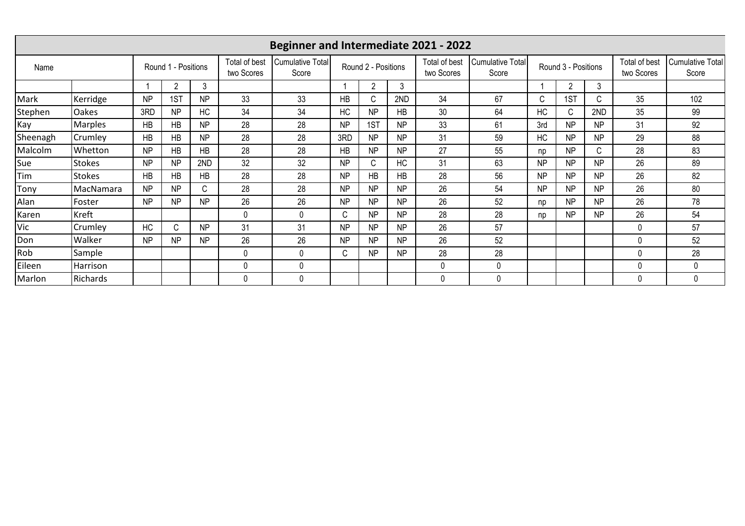# Beginner and Intermediate 2021 - 2022

| Name | | Round 1 - Positions | | | Total of best two Scores | Cumulative Total Score | Round 2 - Positions | | | Total of best two Scores | Cumulative Total Score | Round 3 - Positions | | | Total of best two Scores | Cumulative Total Score |
|---|---|---|---|---|---|---|---|---|---|---|---|---|---|---|---|---|
| | | 1 | 2 | 3 | | | 1 | 2 | 3 | | | 1 | 2 | 3 | | |
| Mark | Kerridge | NP | 1ST | NP | 33 | 33 | HB | C | 2ND | 34 | 67 | C | 1ST | C | 35 | 102 |
| Stephen | Oakes | 3RD | NP | HC | 34 | 34 | HC | NP | HB | 30 | 64 | HC | C | 2ND | 35 | 99 |
| Kay | Marples | HB | HB | NP | 28 | 28 | NP | 1ST | NP | 33 | 61 | 3rd | NP | NP | 31 | 92 |
| Sheenagh | Crumley | HB | HB | NP | 28 | 28 | 3RD | NP | NP | 31 | 59 | HC | NP | NP | 29 | 88 |
| Malcolm | Whetton | NP | HB | HB | 28 | 28 | HB | NP | NP | 27 | 55 | np | NP | C | 28 | 83 |
| Sue | Stokes | NP | NP | 2ND | 32 | 32 | NP | C | HC | 31 | 63 | NP | NP | NP | 26 | 89 |
| Tim | Stokes | HB | HB | HB | 28 | 28 | NP | HB | HB | 28 | 56 | NP | NP | NP | 26 | 82 |
| Tony | MacNamara | NP | NP | C | 28 | 28 | NP | NP | NP | 26 | 54 | NP | NP | NP | 26 | 80 |
| Alan | Foster | NP | NP | NP | 26 | 26 | NP | NP | NP | 26 | 52 | np | NP | NP | 26 | 78 |
| Karen | Kreft | | | | 0 | 0 | C | NP | NP | 28 | 28 | np | NP | NP | 26 | 54 |
| Vic | Crumley | HC | C | NP | 31 | 31 | NP | NP | NP | 26 | 57 | | | | 0 | 57 |
| Don | Walker | NP | NP | NP | 26 | 26 | NP | NP | NP | 26 | 52 | | | | 0 | 52 |
| Rob | Sample | | | | 0 | 0 | C | NP | NP | 28 | 28 | | | | 0 | 28 |
| Eileen | Harrison | | | | 0 | 0 | | | | 0 | 0 | | | | 0 | 0 |
| Marlon | Richards | | | | 0 | 0 | | | | 0 | 0 | | | | 0 | 0 |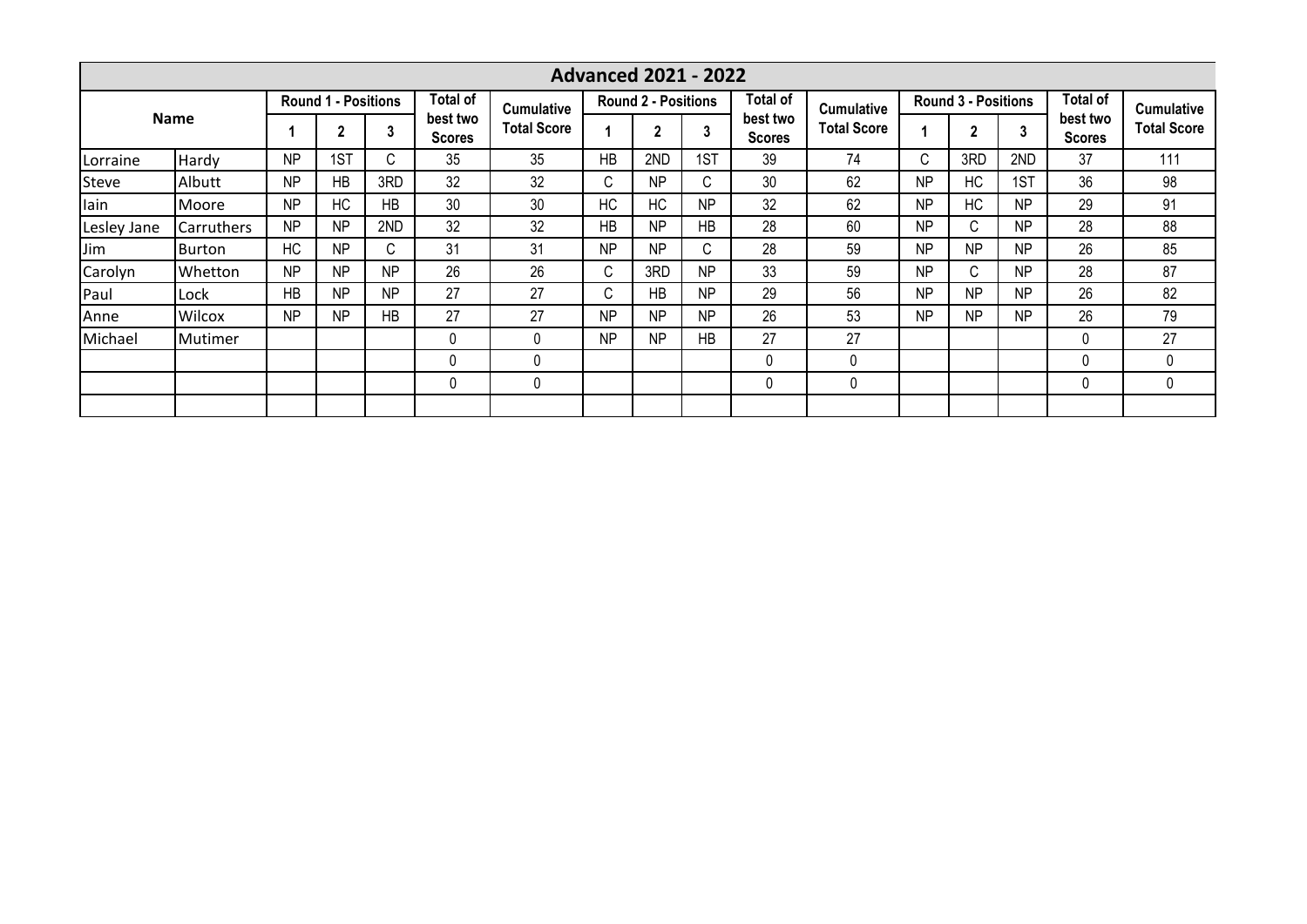## Advanced 2021 - 2022

| Name | | Round 1 - Positions | | | Total of best two Scores | Cumulative Total Score | Round 2 - Positions | | | Total of best two Scores | Cumulative Total Score | Round 3 - Positions | | | Total of best two Scores | Cumulative Total Score |
|---|---|---|---|---|---|---|---|---|---|---|---|---|---|---|---|---|
| | | 1 | 2 | 3 | | | 1 | 2 | 3 | | | 1 | 2 | 3 | | |
| Lorraine | Hardy | NP | 1ST | C | 35 | 35 | HB | 2ND | 1ST | 39 | 74 | C | 3RD | 2ND | 37 | 111 |
| Steve | Albutt | NP | HB | 3RD | 32 | 32 | C | NP | C | 30 | 62 | NP | HC | 1ST | 36 | 98 |
| Iain | Moore | NP | HC | HB | 30 | 30 | HC | HC | NP | 32 | 62 | NP | HC | NP | 29 | 91 |
| Lesley Jane | Carruthers | NP | NP | 2ND | 32 | 32 | HB | NP | HB | 28 | 60 | NP | C | NP | 28 | 88 |
| Jim | Burton | HC | NP | C | 31 | 31 | NP | NP | C | 28 | 59 | NP | NP | NP | 26 | 85 |
| Carolyn | Whetton | NP | NP | NP | 26 | 26 | C | 3RD | NP | 33 | 59 | NP | C | NP | 28 | 87 |
| Paul | Lock | HB | NP | NP | 27 | 27 | C | HB | NP | 29 | 56 | NP | NP | NP | 26 | 82 |
| Anne | Wilcox | NP | NP | HB | 27 | 27 | NP | NP | NP | 26 | 53 | NP | NP | NP | 26 | 79 |
| Michael | Mutimer | | | | 0 | 0 | NP | NP | HB | 27 | 27 | | | | 0 | 27 |
| | | | | | 0 | 0 | | | | 0 | 0 | | | | 0 | 0 |
| | | | | | 0 | 0 | | | | 0 | 0 | | | | 0 | 0 |
| | | | | | | | | | | | | | | | | |